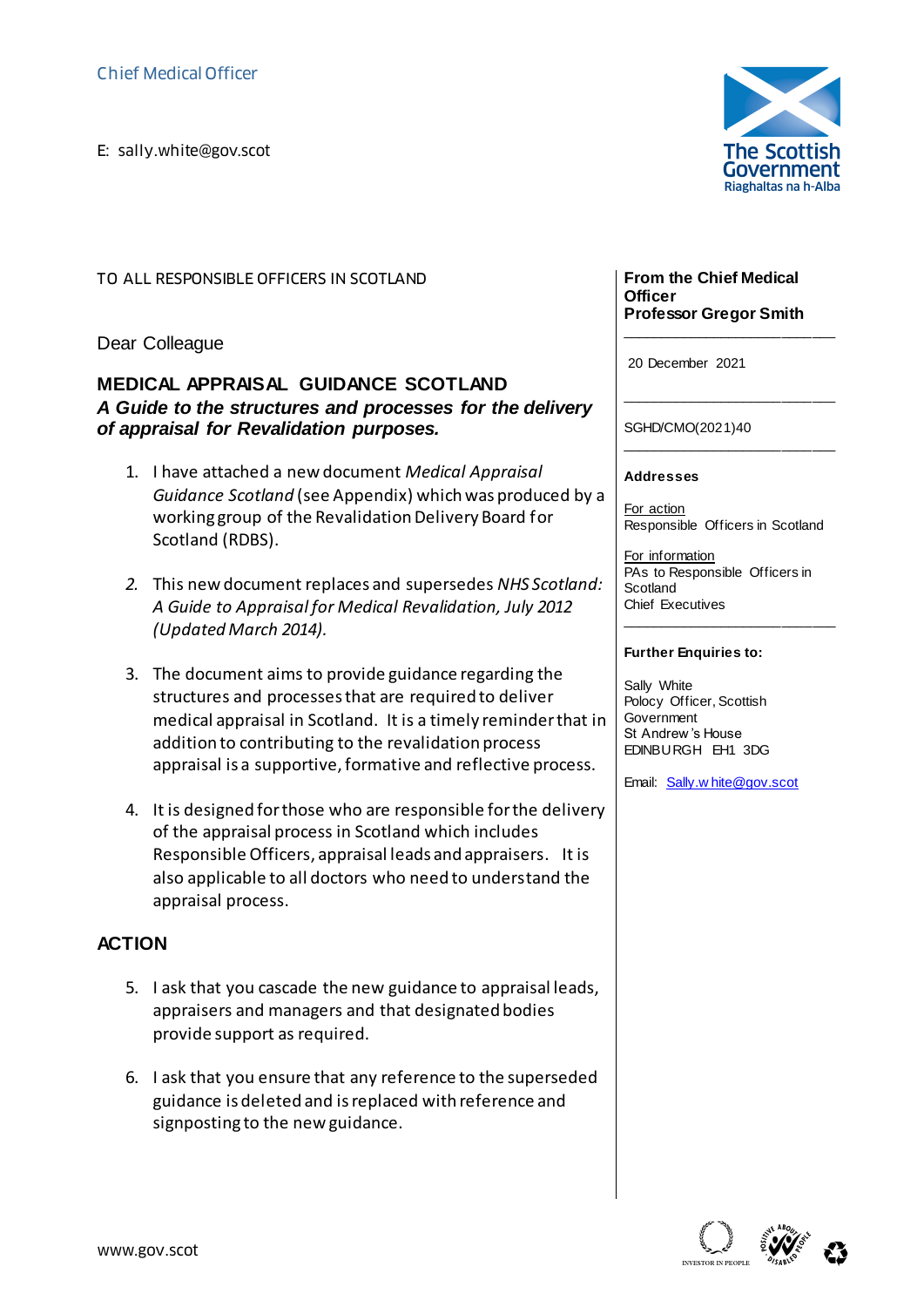Chief Medical Officer

E: sally.white@gov.scot

The Scottish Government
Riaghaltas na h-Alba

TO ALL RESPONSIBLE OFFICERS IN SCOTLAND

**From the Chief Medical Officer**
**Professor Gregor Smith**

20 December 2021

SGHD/CMO(2021)40

**Addresses**

For action
Responsible Officers in Scotland

For information
PAs to Responsible Officers in Scotland
Chief Executives

**Further Enquiries to:**

Sally White
Polocy Officer, Scottish Government
St Andrew's House
EDINBURGH EH1 3DG

Email: Sally.white@gov.scot

Dear Colleague

## MEDICAL APPRAISAL GUIDANCE SCOTLAND

***A Guide to the structures and processes for the delivery of appraisal for Revalidation purposes.***

1. I have attached a new document *Medical Appraisal Guidance Scotland* (see Appendix) which was produced by a working group of the Revalidation Delivery Board for Scotland (RDBS).

2. This new document replaces and supersedes *NHS Scotland: A Guide to Appraisal for Medical Revalidation, July 2012 (Updated March 2014).*

3. The document aims to provide guidance regarding the structures and processes that are required to deliver medical appraisal in Scotland. It is a timely reminder that in addition to contributing to the revalidation process appraisal is a supportive, formative and reflective process.

4. It is designed for those who are responsible for the delivery of the appraisal process in Scotland which includes Responsible Officers, appraisal leads and appraisers. It is also applicable to all doctors who need to understand the appraisal process.

## ACTION

5. I ask that you cascade the new guidance to appraisal leads, appraisers and managers and that designated bodies provide support as required.

6. I ask that you ensure that any reference to the superseded guidance is deleted and is replaced with reference and signposting to the new guidance.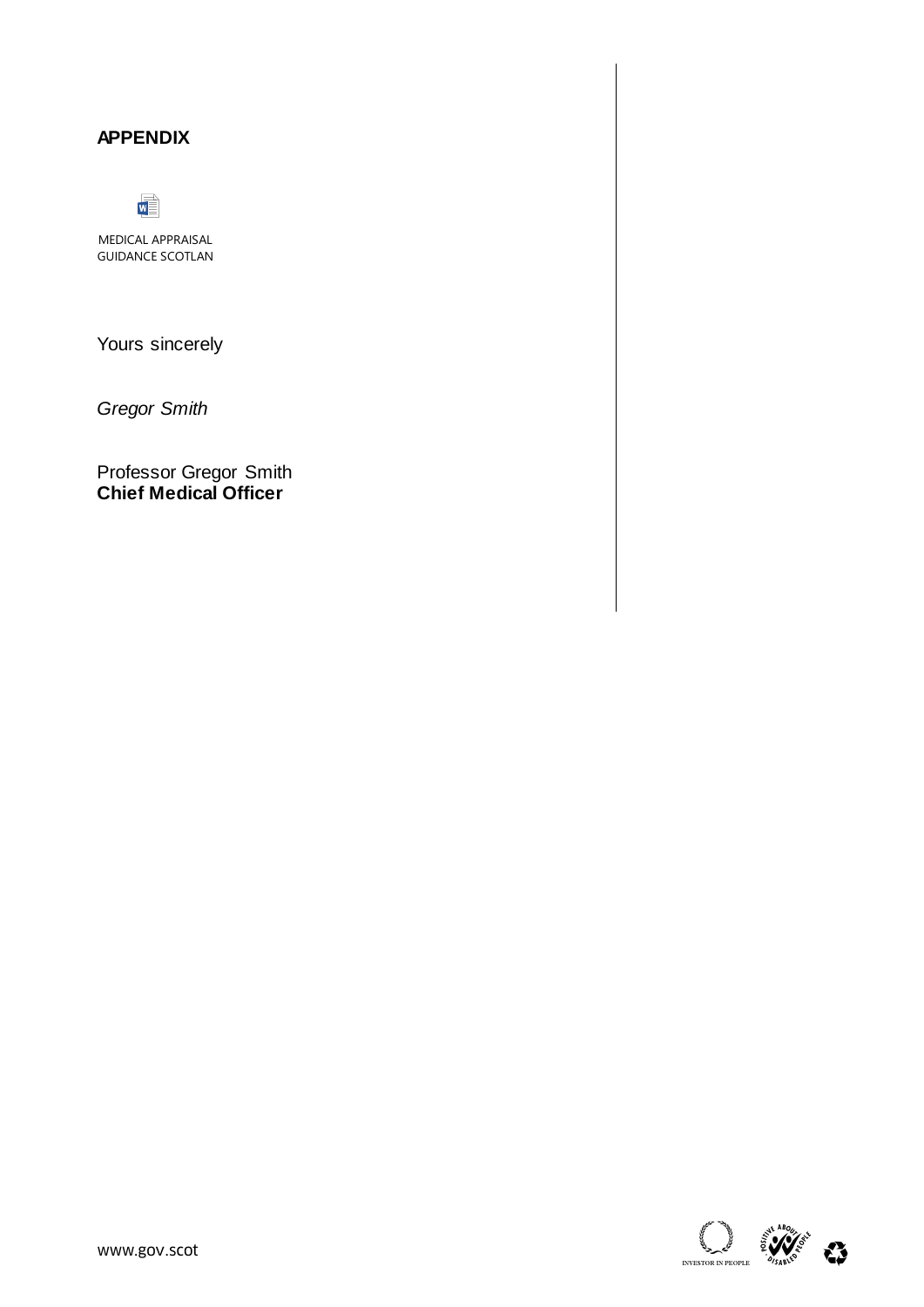**APPENDIX**

MEDICAL APPRAISAL GUIDANCE SCOTLAN

Yours sincerely

*Gregor Smith*

Professor Gregor Smith
**Chief Medical Officer**